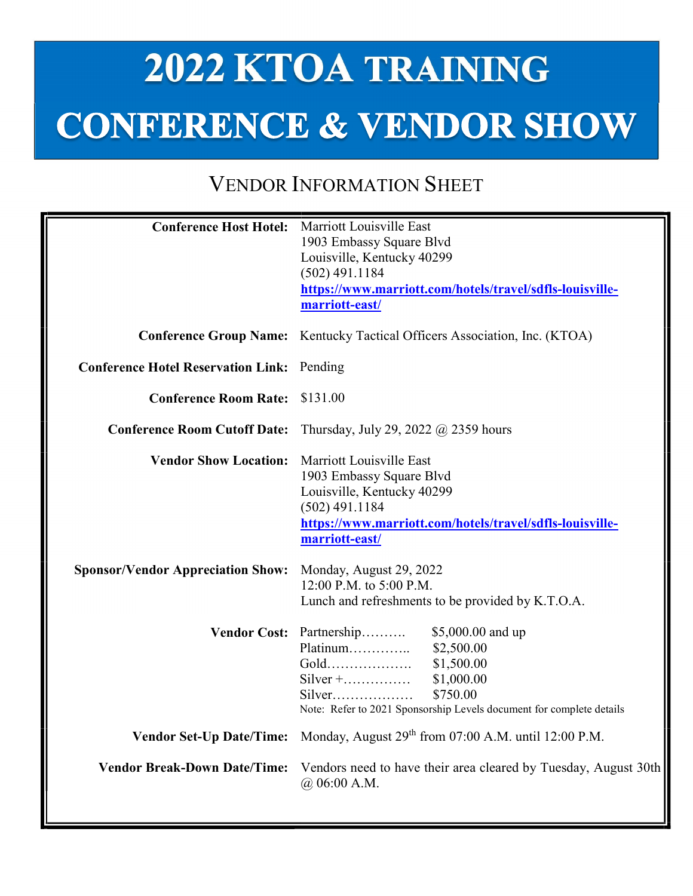# 2022 KTOA TRAINING CONFERENCE & VENDOR SHOW

## VENDOR INFORMATION SHEET

| | |
|---|---|
| **Conference Host Hotel:** | Marriott Louisville East<br>1903 Embassy Square Blvd<br>Louisville, Kentucky 40299<br>(502) 491.1184<br>**https://www.marriott.com/hotels/travel/sdfls-louisville-marriott-east/** |
| **Conference Group Name:** | Kentucky Tactical Officers Association, Inc. (KTOA) |
| **Conference Hotel Reservation Link:** | Pending |
| **Conference Room Rate:** | $131.00 |
| **Conference Room Cutoff Date:** | Thursday, July 29, 2022 @ 2359 hours |
| **Vendor Show Location:** | Marriott Louisville East<br>1903 Embassy Square Blvd<br>Louisville, Kentucky 40299<br>(502) 491.1184<br>**https://www.marriott.com/hotels/travel/sdfls-louisville-marriott-east/** |
| **Sponsor/Vendor Appreciation Show:** | Monday, August 29, 2022<br>12:00 P.M. to 5:00 P.M.<br>Lunch and refreshments to be provided by K.T.O.A. |
| **Vendor Cost:** | Partnership………. $5,000.00 and up<br>Platinum………….. $2,500.00<br>Gold………………. $1,500.00<br>Silver +…………… $1,000.00<br>Silver……………… $750.00<br>Note: Refer to 2021 Sponsorship Levels document for complete details |
| **Vendor Set-Up Date/Time:** | Monday, August 29th from 07:00 A.M. until 12:00 P.M. |
| **Vendor Break-Down Date/Time:** | Vendors need to have their area cleared by Tuesday, August 30th @ 06:00 A.M. |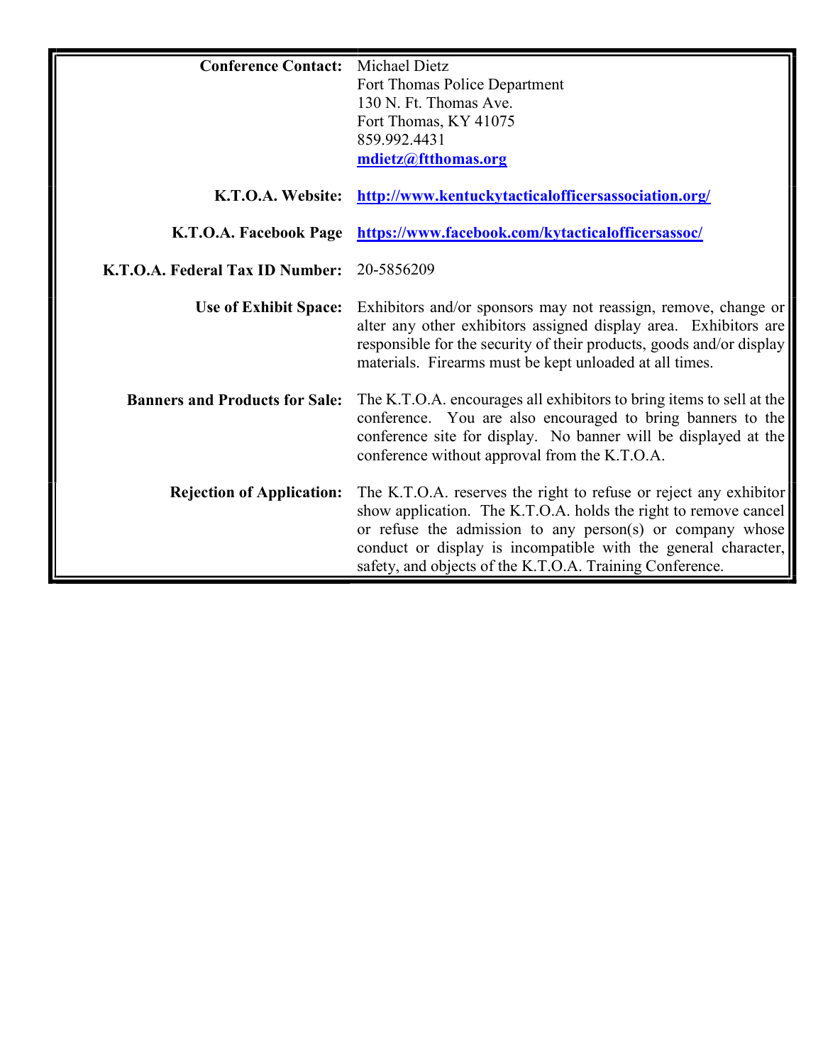| | |
|---|---|
| **Conference Contact:** | Michael Dietz<br>Fort Thomas Police Department<br>130 N. Ft. Thomas Ave.<br>Fort Thomas, KY 41075<br>859.992.4431<br>**mdietz@ftthomas.org** |
| **K.T.O.A. Website:** | **http://www.kentuckytacticalofficersassociation.org/** |
| **K.T.O.A. Facebook Page** | **https://www.facebook.com/kytacticalofficersassoc/** |
| **K.T.O.A. Federal Tax ID Number:** | 20-5856209 |
| **Use of Exhibit Space:** | Exhibitors and/or sponsors may not reassign, remove, change or alter any other exhibitors assigned display area. Exhibitors are responsible for the security of their products, goods and/or display materials. Firearms must be kept unloaded at all times. |
| **Banners and Products for Sale:** | The K.T.O.A. encourages all exhibitors to bring items to sell at the conference. You are also encouraged to bring banners to the conference site for display. No banner will be displayed at the conference without approval from the K.T.O.A. |
| **Rejection of Application:** | The K.T.O.A. reserves the right to refuse or reject any exhibitor show application. The K.T.O.A. holds the right to remove cancel or refuse the admission to any person(s) or company whose conduct or display is incompatible with the general character, safety, and objects of the K.T.O.A. Training Conference. |